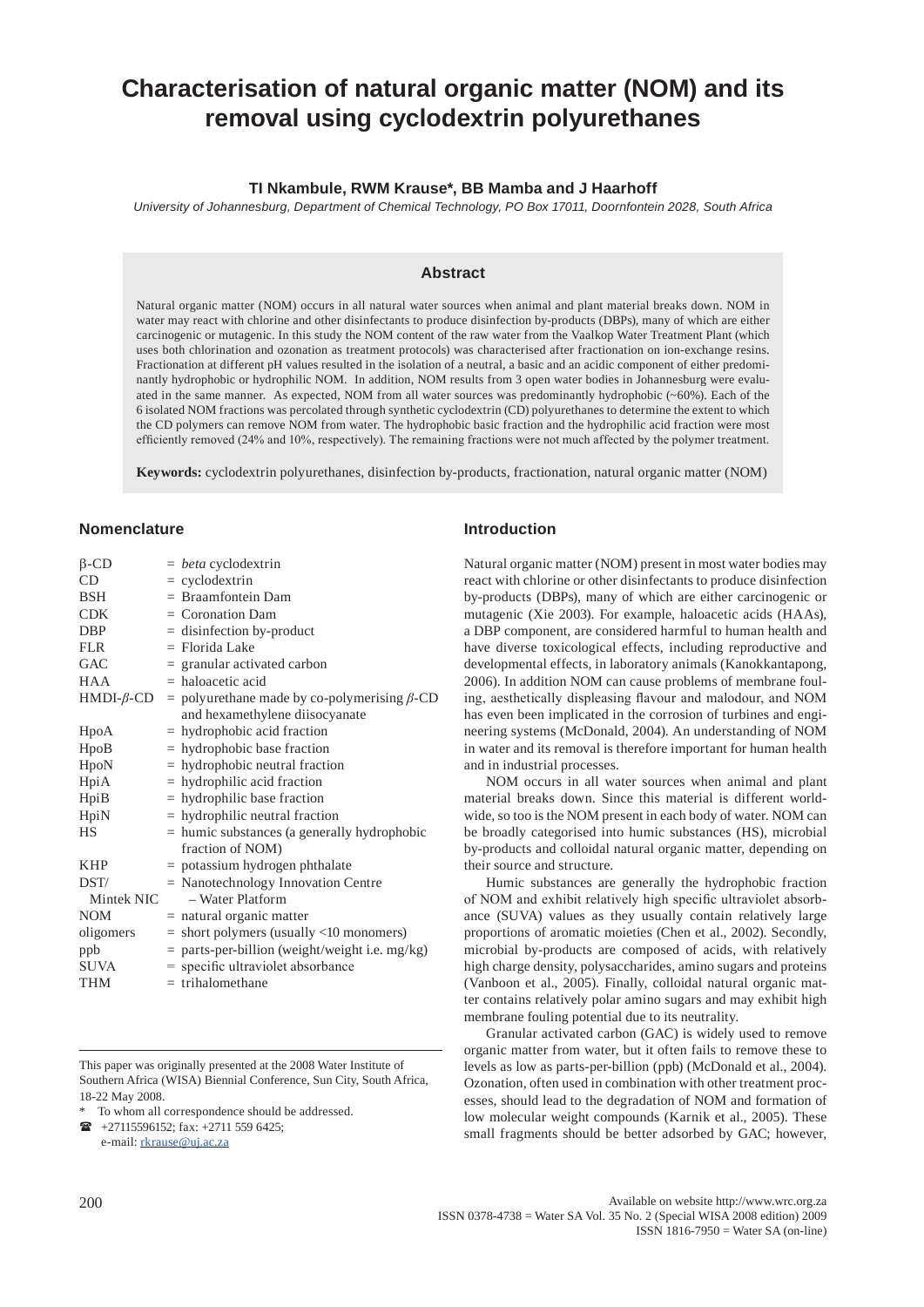# Characterisation of natural organic matter (NOM) and its removal using cyclodextrin polyurethanes

**TI Nkambule, RWM Krause*, BB Mamba and J Haarhoff**

*University of Johannesburg, Department of Chemical Technology, PO Box 17011, Doornfontein 2028, South Africa*

## Abstract

Natural organic matter (NOM) occurs in all natural water sources when animal and plant material breaks down. NOM in water may react with chlorine and other disinfectants to produce disinfection by-products (DBPs), many of which are either carcinogenic or mutagenic. In this study the NOM content of the raw water from the Vaalkop Water Treatment Plant (which uses both chlorination and ozonation as treatment protocols) was characterised after fractionation on ion-exchange resins. Fractionation at different pH values resulted in the isolation of a neutral, a basic and an acidic component of either predominantly hydrophobic or hydrophilic NOM. In addition, NOM results from 3 open water bodies in Johannesburg were evaluated in the same manner. As expected, NOM from all water sources was predominantly hydrophobic (~60%). Each of the 6 isolated NOM fractions was percolated through synthetic cyclodextrin (CD) polyurethanes to determine the extent to which the CD polymers can remove NOM from water. The hydrophobic basic fraction and the hydrophilic acid fraction were most efficiently removed (24% and 10%, respectively). The remaining fractions were not much affected by the polymer treatment.

**Keywords:** cyclodextrin polyurethanes, disinfection by-products, fractionation, natural organic matter (NOM)

## Nomenclature

| | | |
|---|---|---|
| β-CD | = | *beta* cyclodextrin |
| CD | = | cyclodextrin |
| BSH | = | Braamfontein Dam |
| CDK | = | Coronation Dam |
| DBP | = | disinfection by-product |
| FLR | = | Florida Lake |
| GAC | = | granular activated carbon |
| HAA | = | haloacetic acid |
| HMDI-*β*-CD | = | polyurethane made by co-polymerising *β*-CD and hexamethylene diisocyanate |
| HpoA | = | hydrophobic acid fraction |
| HpoB | = | hydrophobic base fraction |
| HpoN | = | hydrophobic neutral fraction |
| HpiA | = | hydrophilic acid fraction |
| HpiB | = | hydrophilic base fraction |
| HpiN | = | hydrophilic neutral fraction |
| HS | = | humic substances (a generally hydrophobic fraction of NOM) |
| KHP | = | potassium hydrogen phthalate |
| DST/ Mintek NIC | = | Nanotechnology Innovation Centre – Water Platform |
| NOM | = | natural organic matter |
| oligomers | = | short polymers (usually <10 monomers) |
| ppb | = | parts-per-billion (weight/weight i.e. mg/kg) |
| SUVA | = | specific ultraviolet absorbance |
| THM | = | trihalomethane |

This paper was originally presented at the 2008 Water Institute of Southern Africa (WISA) Biennial Conference, Sun City, South Africa, 18-22 May 2008.

\* To whom all correspondence should be addressed.

☎ +27115596152; fax: +2711 559 6425;
e-mail: rkrause@uj.ac.za

## Introduction

Natural organic matter (NOM) present in most water bodies may react with chlorine or other disinfectants to produce disinfection by-products (DBPs), many of which are either carcinogenic or mutagenic (Xie 2003). For example, haloacetic acids (HAAs), a DBP component, are considered harmful to human health and have diverse toxicological effects, including reproductive and developmental effects, in laboratory animals (Kanokkantapong, 2006). In addition NOM can cause problems of membrane fouling, aesthetically displeasing flavour and malodour, and NOM has even been implicated in the corrosion of turbines and engineering systems (McDonald, 2004). An understanding of NOM in water and its removal is therefore important for human health and in industrial processes.

NOM occurs in all water sources when animal and plant material breaks down. Since this material is different worldwide, so too is the NOM present in each body of water. NOM can be broadly categorised into humic substances (HS), microbial by-products and colloidal natural organic matter, depending on their source and structure.

Humic substances are generally the hydrophobic fraction of NOM and exhibit relatively high specific ultraviolet absorbance (SUVA) values as they usually contain relatively large proportions of aromatic moieties (Chen et al., 2002). Secondly, microbial by-products are composed of acids, with relatively high charge density, polysaccharides, amino sugars and proteins (Vanboon et al., 2005). Finally, colloidal natural organic matter contains relatively polar amino sugars and may exhibit high membrane fouling potential due to its neutrality.

Granular activated carbon (GAC) is widely used to remove organic matter from water, but it often fails to remove these to levels as low as parts-per-billion (ppb) (McDonald et al., 2004). Ozonation, often used in combination with other treatment processes, should lead to the degradation of NOM and formation of low molecular weight compounds (Karnik et al., 2005). These small fragments should be better adsorbed by GAC; however,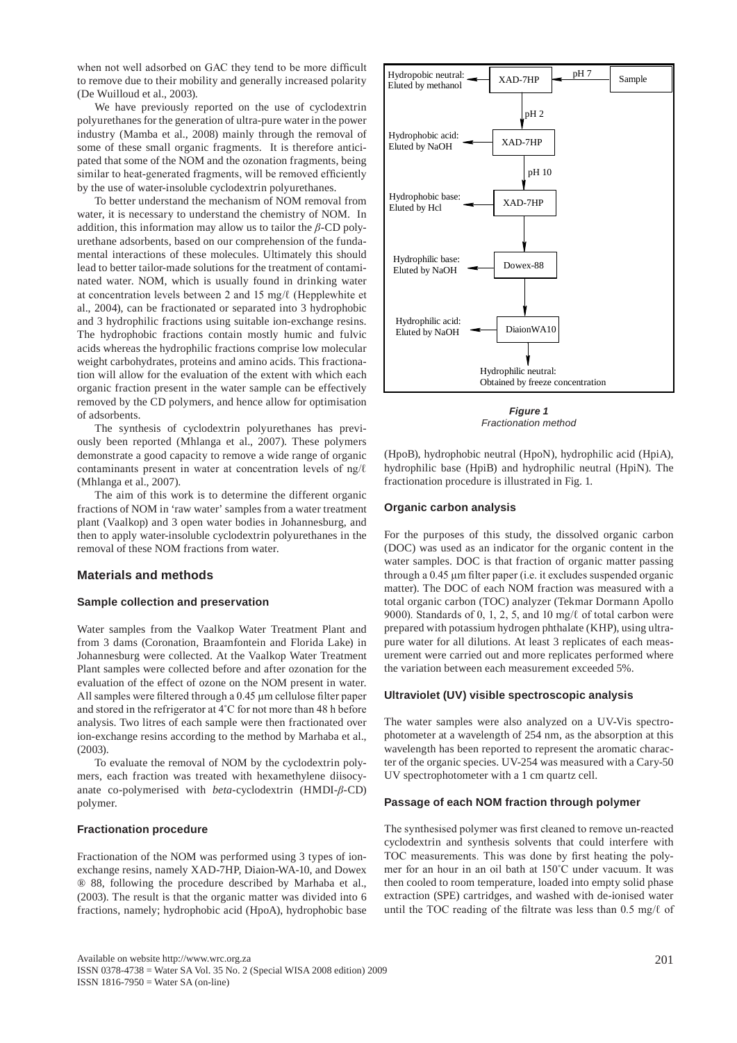when not well adsorbed on GAC they tend to be more difficult to remove due to their mobility and generally increased polarity (De Wuilloud et al., 2003).

We have previously reported on the use of cyclodextrin polyurethanes for the generation of ultra-pure water in the power industry (Mamba et al., 2008) mainly through the removal of some of these small organic fragments. It is therefore anticipated that some of the NOM and the ozonation fragments, being similar to heat-generated fragments, will be removed efficiently by the use of water-insoluble cyclodextrin polyurethanes.

To better understand the mechanism of NOM removal from water, it is necessary to understand the chemistry of NOM. In addition, this information may allow us to tailor the $\beta$-CD polyurethane adsorbents, based on our comprehension of the fundamental interactions of these molecules. Ultimately this should lead to better tailor-made solutions for the treatment of contaminated water. NOM, which is usually found in drinking water at concentration levels between 2 and 15 mg/ℓ (Hepplewhite et al., 2004), can be fractionated or separated into 3 hydrophobic and 3 hydrophilic fractions using suitable ion-exchange resins. The hydrophobic fractions contain mostly humic and fulvic acids whereas the hydrophilic fractions comprise low molecular weight carbohydrates, proteins and amino acids. This fractionation will allow for the evaluation of the extent with which each organic fraction present in the water sample can be effectively removed by the CD polymers, and hence allow for optimisation of adsorbents.

The synthesis of cyclodextrin polyurethanes has previously been reported (Mhlanga et al., 2007). These polymers demonstrate a good capacity to remove a wide range of organic contaminants present in water at concentration levels of ng/ℓ (Mhlanga et al., 2007).

The aim of this work is to determine the different organic fractions of NOM in 'raw water' samples from a water treatment plant (Vaalkop) and 3 open water bodies in Johannesburg, and then to apply water-insoluble cyclodextrin polyurethanes in the removal of these NOM fractions from water.

## Materials and methods

### Sample collection and preservation

Water samples from the Vaalkop Water Treatment Plant and from 3 dams (Coronation, Braamfontein and Florida Lake) in Johannesburg were collected. At the Vaalkop Water Treatment Plant samples were collected before and after ozonation for the evaluation of the effect of ozone on the NOM present in water. All samples were filtered through a 0.45 µm cellulose filter paper and stored in the refrigerator at 4°C for not more than 48 h before analysis. Two litres of each sample were then fractionated over ion-exchange resins according to the method by Marhaba et al., (2003).

To evaluate the removal of NOM by the cyclodextrin polymers, each fraction was treated with hexamethylene diisocyanate co-polymerised with *beta*-cyclodextrin (HMDI-$\beta$-CD) polymer.

### Fractionation procedure

Fractionation of the NOM was performed using 3 types of ion-exchange resins, namely XAD-7HP, Diaion-WA-10, and Dowex ® 88, following the procedure described by Marhaba et al., (2003). The result is that the organic matter was divided into 6 fractions, namely; hydrophobic acid (HpoA), hydrophobic base (HpoB), hydrophobic neutral (HpoN), hydrophilic acid (HpiA), hydrophilic base (HpiB) and hydrophilic neutral (HpiN). The fractionation procedure is illustrated in Fig. 1.

Sample → (pH 7) XAD-7HP → Hydropobic neutral: Eluted by methanol
→ (pH 2) XAD-7HP → Hydrophobic acid: Eluted by NaOH
→ (pH 10) XAD-7HP → Hydrophobic base: Eluted by Hcl
→ Dowex-88 → Hydrophilic base: Eluted by NaOH
→ DiaionWA10 → Hydrophilic acid: Eluted by NaOH
→ Hydrophilic neutral: Obtained by freeze concentration

**Figure 1**
*Fractionation method*

### Organic carbon analysis

For the purposes of this study, the dissolved organic carbon (DOC) was used as an indicator for the organic content in the water samples. DOC is that fraction of organic matter passing through a 0.45 µm filter paper (i.e. it excludes suspended organic matter). The DOC of each NOM fraction was measured with a total organic carbon (TOC) analyzer (Tekmar Dormann Apollo 9000). Standards of 0, 1, 2, 5, and 10 mg/ℓ of total carbon were prepared with potassium hydrogen phthalate (KHP), using ultrapure water for all dilutions. At least 3 replicates of each measurement were carried out and more replicates performed where the variation between each measurement exceeded 5%.

### Ultraviolet (UV) visible spectroscopic analysis

The water samples were also analyzed on a UV-Vis spectrophotometer at a wavelength of 254 nm, as the absorption at this wavelength has been reported to represent the aromatic character of the organic species. UV-254 was measured with a Cary-50 UV spectrophotometer with a 1 cm quartz cell.

### Passage of each NOM fraction through polymer

The synthesised polymer was first cleaned to remove un-reacted cyclodextrin and synthesis solvents that could interfere with TOC measurements. This was done by first heating the polymer for an hour in an oil bath at 150°C under vacuum. It was then cooled to room temperature, loaded into empty solid phase extraction (SPE) cartridges, and washed with de-ionised water until the TOC reading of the filtrate was less than 0.5 mg/ℓ of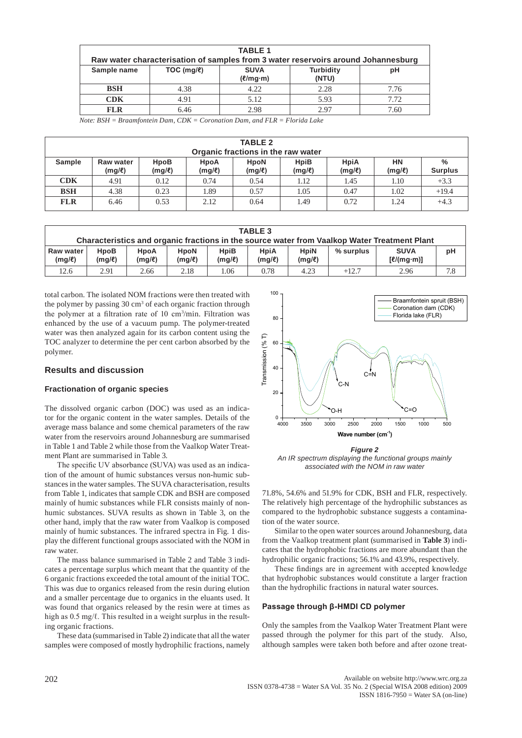| TABLE 1 | | | | |
|---|---|---|---|---|
| **Raw water characterisation of samples from 3 water reservoirs around Johannesburg** | | | | |
| **Sample name** | **TOC (mg/ℓ)** | **SUVA (ℓ/mg·m)** | **Turbidity (NTU)** | **pH** |
| **BSH** | 4.38 | 4.22 | 2.28 | 7.76 |
| **CDK** | 4.91 | 5.12 | 5.93 | 7.72 |
| **FLR** | 6.46 | 2.98 | 2.97 | 7.60 |

*Note: BSH = Braamfontein Dam, CDK = Coronation Dam, and FLR = Florida Lake*

| TABLE 2 | | | | | | | | |
|---|---|---|---|---|---|---|---|---|
| **Organic fractions in the raw water** | | | | | | | | |
| **Sample** | **Raw water (mg/ℓ)** | **HpoB (mg/ℓ)** | **HpoA (mg/ℓ)** | **HpoN (mg/ℓ)** | **HpiB (mg/ℓ)** | **HpiA (mg/ℓ)** | **HN (mg/ℓ)** | **% Surplus** |
| **CDK** | 4.91 | 0.12 | 0.74 | 0.54 | 1.12 | 1.45 | 1.10 | +3.3 |
| **BSH** | 4.38 | 0.23 | 1.89 | 0.57 | 1.05 | 0.47 | 1.02 | +19.4 |
| **FLR** | 6.46 | 0.53 | 2.12 | 0.64 | 1.49 | 0.72 | 1.24 | +4.3 |

| TABLE 3 | | | | | | | | | |
|---|---|---|---|---|---|---|---|---|---|
| **Characteristics and organic fractions in the source water from Vaalkop Water Treatment Plant** | | | | | | | | | |
| **Raw water (mg/ℓ)** | **HpoB (mg/ℓ)** | **HpoA (mg/ℓ)** | **HpoN (mg/ℓ)** | **HpiB (mg/ℓ)** | **HpiA (mg/ℓ)** | **HpiN (mg/ℓ)** | **% surplus** | **SUVA [ℓ/(mg·m)]** | **pH** |
| 12.6 | 2.91 | 2.66 | 2.18 | 1.06 | 0.78 | 4.23 | +12.7 | 2.96 | 7.8 |

total carbon. The isolated NOM fractions were then treated with the polymer by passing 30 $cm^3$ of each organic fraction through the polymer at a filtration rate of 10 $cm^3$/min. Filtration was enhanced by the use of a vacuum pump. The polymer-treated water was then analyzed again for its carbon content using the TOC analyzer to determine the per cent carbon absorbed by the polymer.

## Results and discussion

### Fractionation of organic species

The dissolved organic carbon (DOC) was used as an indicator for the organic content in the water samples. Details of the average mass balance and some chemical parameters of the raw water from the reservoirs around Johannesburg are summarised in Table 1 and Table 2 while those from the Vaalkop Water Treatment Plant are summarised in Table 3.

The specific UV absorbance (SUVA) was used as an indication of the amount of humic substances versus non-humic substances in the water samples. The SUVA characterisation, results from Table 1, indicates that sample CDK and BSH are composed mainly of humic substances while FLR consists mainly of non-humic substances. SUVA results as shown in Table 3, on the other hand, imply that the raw water from Vaalkop is composed mainly of humic substances. The infrared spectra in Fig. 1 display the different functional groups associated with the NOM in raw water.

The mass balance summarised in Table 2 and Table 3 indicates a percentage surplus which meant that the quantity of the 6 organic fractions exceeded the total amount of the initial TOC. This was due to organics released from the resin during elution and a smaller percentage due to organics in the eluants used. It was found that organics released by the resin were at times as high as 0.5 mg/ℓ. This resulted in a weight surplus in the resulting organic fractions.

These data (summarised in Table 2) indicate that all the water samples were composed of mostly hydrophilic fractions, namely 71.8%, 54.6% and 51.9% for CDK, BSH and FLR, respectively. The relatively high percentage of the hydrophilic substances as compared to the hydrophobic substance suggests a contamination of the water source.

*Figure 2*
*An IR spectrum displaying the functional groups mainly associated with the NOM in raw water*

Similar to the open water sources around Johannesburg, data from the Vaalkop treatment plant (summarised in **Table 3**) indicates that the hydrophobic fractions are more abundant than the hydrophilic organic fractions; 56.1% and 43.9%, respectively.

These findings are in agreement with accepted knowledge that hydrophobic substances would constitute a larger fraction than the hydrophilic fractions in natural water sources.

### Passage through β-HMDI CD polymer

Only the samples from the Vaalkop Water Treatment Plant were passed through the polymer for this part of the study. Also, although samples were taken both before and after ozone treat-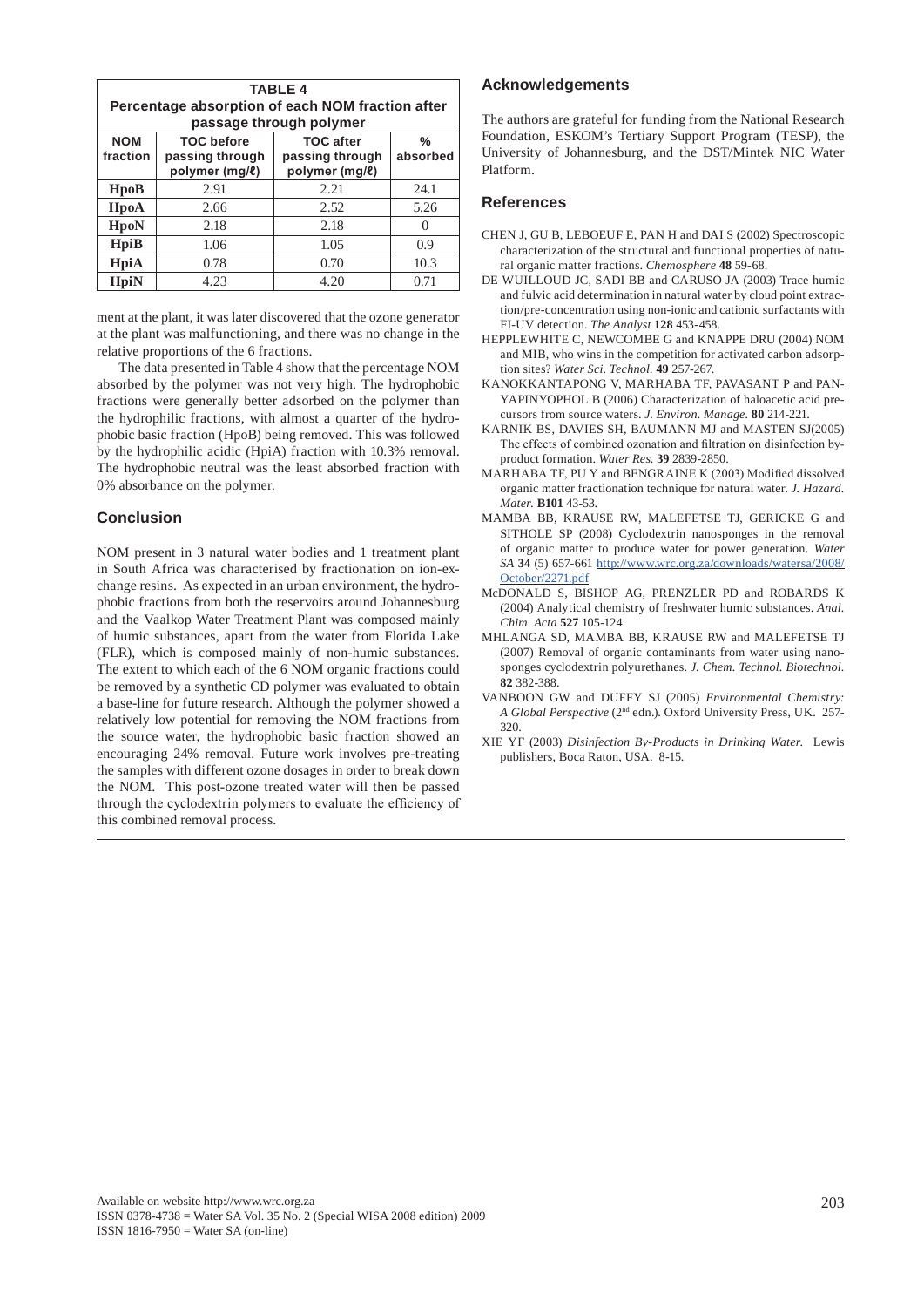**TABLE 4**
**Percentage absorption of each NOM fraction after passage through polymer**

| NOM fraction | TOC before passing through polymer (mg/ℓ) | TOC after passing through polymer (mg/ℓ) | % absorbed |
|---|---|---|---|
| **HpoB** | 2.91 | 2.21 | 24.1 |
| **HpoA** | 2.66 | 2.52 | 5.26 |
| **HpoN** | 2.18 | 2.18 | 0 |
| **HpiB** | 1.06 | 1.05 | 0.9 |
| **HpiA** | 0.78 | 0.70 | 10.3 |
| **HpiN** | 4.23 | 4.20 | 0.71 |

ment at the plant, it was later discovered that the ozone generator at the plant was malfunctioning, and there was no change in the relative proportions of the 6 fractions.

The data presented in Table 4 show that the percentage NOM absorbed by the polymer was not very high. The hydrophobic fractions were generally better adsorbed on the polymer than the hydrophilic fractions, with almost a quarter of the hydrophobic basic fraction (HpoB) being removed. This was followed by the hydrophilic acidic (HpiA) fraction with 10.3% removal. The hydrophobic neutral was the least absorbed fraction with 0% absorbance on the polymer.

## Conclusion

NOM present in 3 natural water bodies and 1 treatment plant in South Africa was characterised by fractionation on ion-exchange resins. As expected in an urban environment, the hydrophobic fractions from both the reservoirs around Johannesburg and the Vaalkop Water Treatment Plant was composed mainly of humic substances, apart from the water from Florida Lake (FLR), which is composed mainly of non-humic substances. The extent to which each of the 6 NOM organic fractions could be removed by a synthetic CD polymer was evaluated to obtain a base-line for future research. Although the polymer showed a relatively low potential for removing the NOM fractions from the source water, the hydrophobic basic fraction showed an encouraging 24% removal. Future work involves pre-treating the samples with different ozone dosages in order to break down the NOM. This post-ozone treated water will then be passed through the cyclodextrin polymers to evaluate the efficiency of this combined removal process.

## Acknowledgements

The authors are grateful for funding from the National Research Foundation, ESKOM's Tertiary Support Program (TESP), the University of Johannesburg, and the DST/Mintek NIC Water Platform.

## References

CHEN J, GU B, LEBOEUF E, PAN H and DAI S (2002) Spectroscopic characterization of the structural and functional properties of natural organic matter fractions. *Chemosphere* **48** 59-68.

DE WUILLOUD JC, SADI BB and CARUSO JA (2003) Trace humic and fulvic acid determination in natural water by cloud point extraction/pre-concentration using non-ionic and cationic surfactants with FI-UV detection. *The Analyst* **128** 453-458.

HEPPLEWHITE C, NEWCOMBE G and KNAPPE DRU (2004) NOM and MIB, who wins in the competition for activated carbon adsorption sites? *Water Sci. Technol.* **49** 257-267.

KANOKKANTAPONG V, MARHABA TF, PAVASANT P and PANYAPINYOPHOL B (2006) Characterization of haloacetic acid precursors from source waters. *J. Environ. Manage.* **80** 214-221.

KARNIK BS, DAVIES SH, BAUMANN MJ and MASTEN SJ(2005) The effects of combined ozonation and filtration on disinfection by-product formation. *Water Res.* **39** 2839-2850.

MARHABA TF, PU Y and BENGRAINE K (2003) Modified dissolved organic matter fractionation technique for natural water. *J. Hazard. Mater.* **B101** 43-53.

MAMBA BB, KRAUSE RW, MALEFETSE TJ, GERICKE G and SITHOLE SP (2008) Cyclodextrin nanosponges in the removal of organic matter to produce water for power generation. *Water SA* **34** (5) 657-661 http://www.wrc.org.za/downloads/watersa/2008/October/2271.pdf

McDONALD S, BISHOP AG, PRENZLER PD and ROBARDS K (2004) Analytical chemistry of freshwater humic substances. *Anal. Chim. Acta* **527** 105-124.

MHLANGA SD, MAMBA BB, KRAUSE RW and MALEFETSE TJ (2007) Removal of organic contaminants from water using nanosponges cyclodextrin polyurethanes. *J. Chem. Technol. Biotechnol.* **82** 382-388.

VANBOON GW and DUFFY SJ (2005) *Environmental Chemistry: A Global Perspective* (2nd edn.). Oxford University Press, UK. 257-320.

XIE YF (2003) *Disinfection By-Products in Drinking Water.* Lewis publishers, Boca Raton, USA. 8-15.